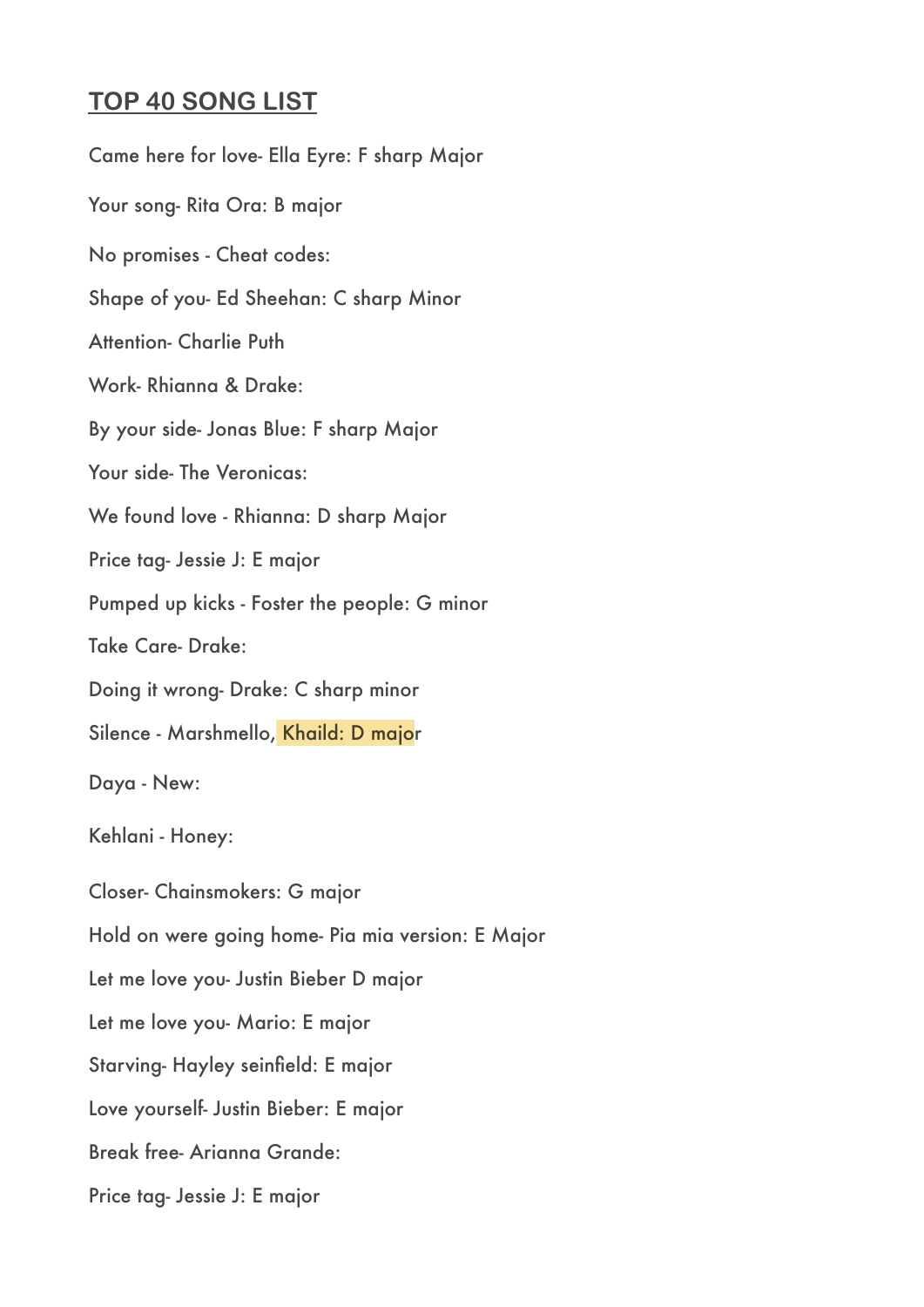## TOP 40 SONG LIST

Came here for love- Ella Eyre: F sharp Major

Your song- Rita Ora: B major

No promises - Cheat codes:

Shape of you- Ed Sheehan: C sharp Minor

Attention- Charlie Puth

Work- Rhianna & Drake:

By your side- Jonas Blue: F sharp Major

Your side- The Veronicas:

We found love - Rhianna: D sharp Major

Price tag- Jessie J: E major

Pumped up kicks - Foster the people: G minor

Take Care- Drake:

Doing it wrong- Drake: C sharp minor

Silence - Marshmello, Khaild: D major

Daya - New:

Kehlani - Honey:

Closer- Chainsmokers: G major

Hold on were going home- Pia mia version: E Major

Let me love you- Justin Bieber D major

Let me love you- Mario: E major

Starving- Hayley seinfield: E major

Love yourself- Justin Bieber: E major

Break free- Arianna Grande:

Price tag- Jessie J: E major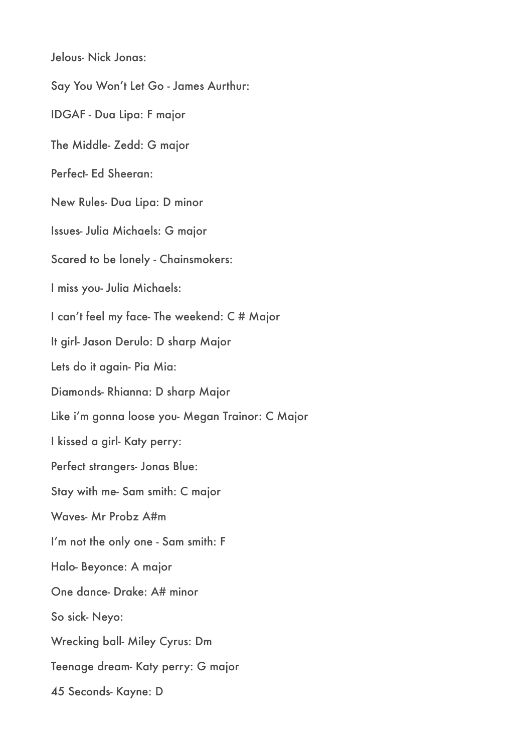Jelous- Nick Jonas:

Say You Won't Let Go - James Aurthur:

IDGAF - Dua Lipa: F major

The Middle- Zedd: G major

Perfect- Ed Sheeran:

New Rules- Dua Lipa: D minor

Issues- Julia Michaels: G major

Scared to be lonely - Chainsmokers:

I miss you- Julia Michaels:

I can't feel my face- The weekend: C # Major

It girl- Jason Derulo: D sharp Major

Lets do it again- Pia Mia:

Diamonds- Rhianna: D sharp Major

Like i'm gonna loose you- Megan Trainor: C Major

I kissed a girl- Katy perry:

Perfect strangers- Jonas Blue:

Stay with me- Sam smith: C major

Waves- Mr Probz A#m

I'm not the only one - Sam smith: F

Halo- Beyonce: A major

One dance- Drake: A# minor

So sick- Neyo:

Wrecking ball- Miley Cyrus: Dm

Teenage dream- Katy perry: G major

45 Seconds- Kayne: D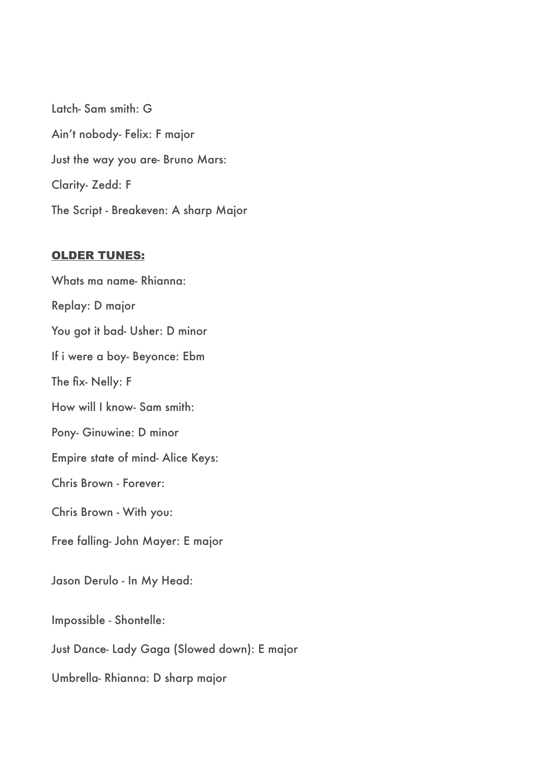Latch- Sam smith: G

Ain't nobody- Felix: F major

Just the way you are- Bruno Mars:

Clarity- Zedd: F

The Script - Breakeven: A sharp Major

## OLDER TUNES:

Whats ma name- Rhianna:

Replay: D major

You got it bad- Usher: D minor

If i were a boy- Beyonce: Ebm

The fix- Nelly: F

How will I know- Sam smith:

Pony- Ginuwine: D minor

Empire state of mind- Alice Keys:

Chris Brown - Forever:

Chris Brown - With you:

Free falling- John Mayer: E major

Jason Derulo - In My Head:

Impossible - Shontelle:

Just Dance- Lady Gaga (Slowed down): E major

Umbrella- Rhianna: D sharp major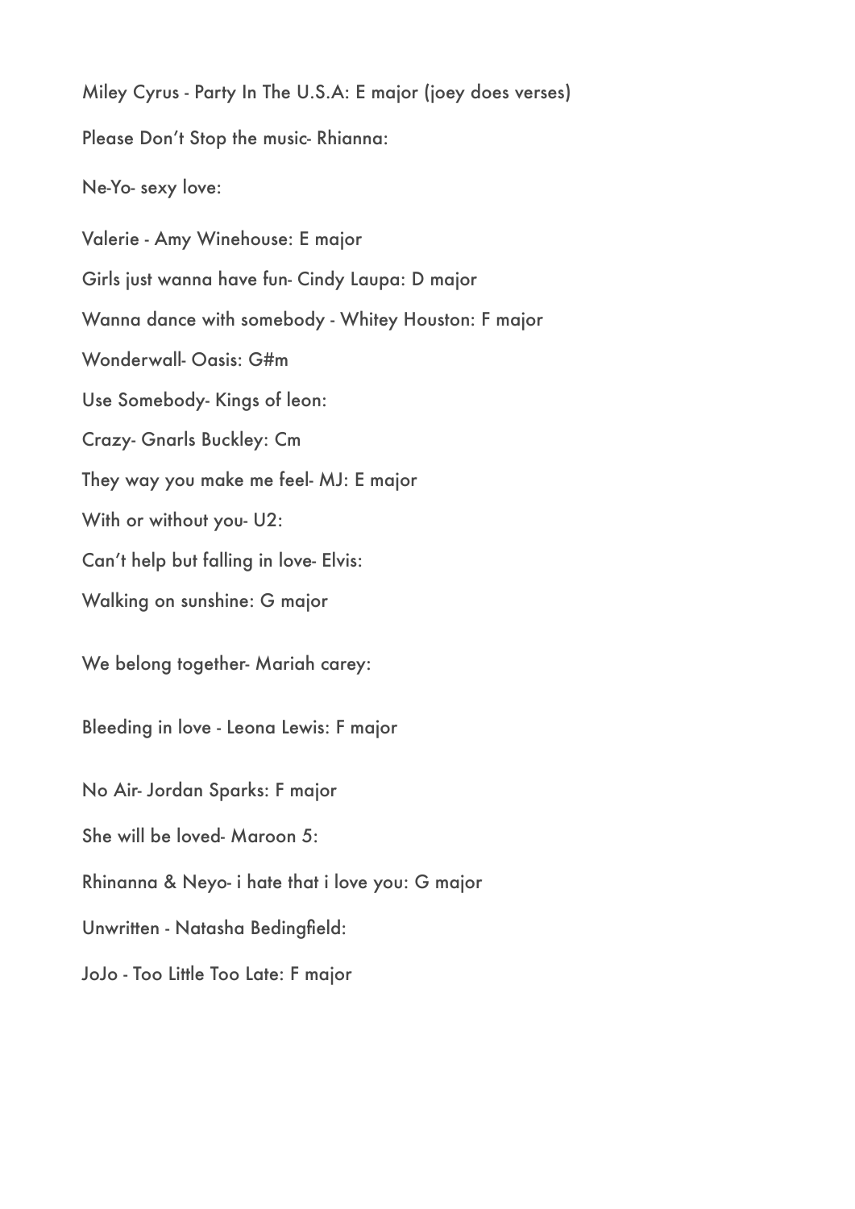Miley Cyrus - Party In The U.S.A: E major (joey does verses)

Please Don't Stop the music- Rhianna:

Ne-Yo- sexy love:

Valerie - Amy Winehouse: E major

Girls just wanna have fun- Cindy Laupa: D major

Wanna dance with somebody - Whitey Houston: F major

Wonderwall- Oasis: G#m

Use Somebody- Kings of leon:

Crazy- Gnarls Buckley: Cm

They way you make me feel- MJ: E major

With or without you- U2:

Can't help but falling in love- Elvis:

Walking on sunshine: G major

We belong together- Mariah carey:

Bleeding in love - Leona Lewis: F major

No Air- Jordan Sparks: F major

She will be loved- Maroon 5:

Rhinanna & Neyo- i hate that i love you: G major

Unwritten - Natasha Bedingfield:

JoJo - Too Little Too Late: F major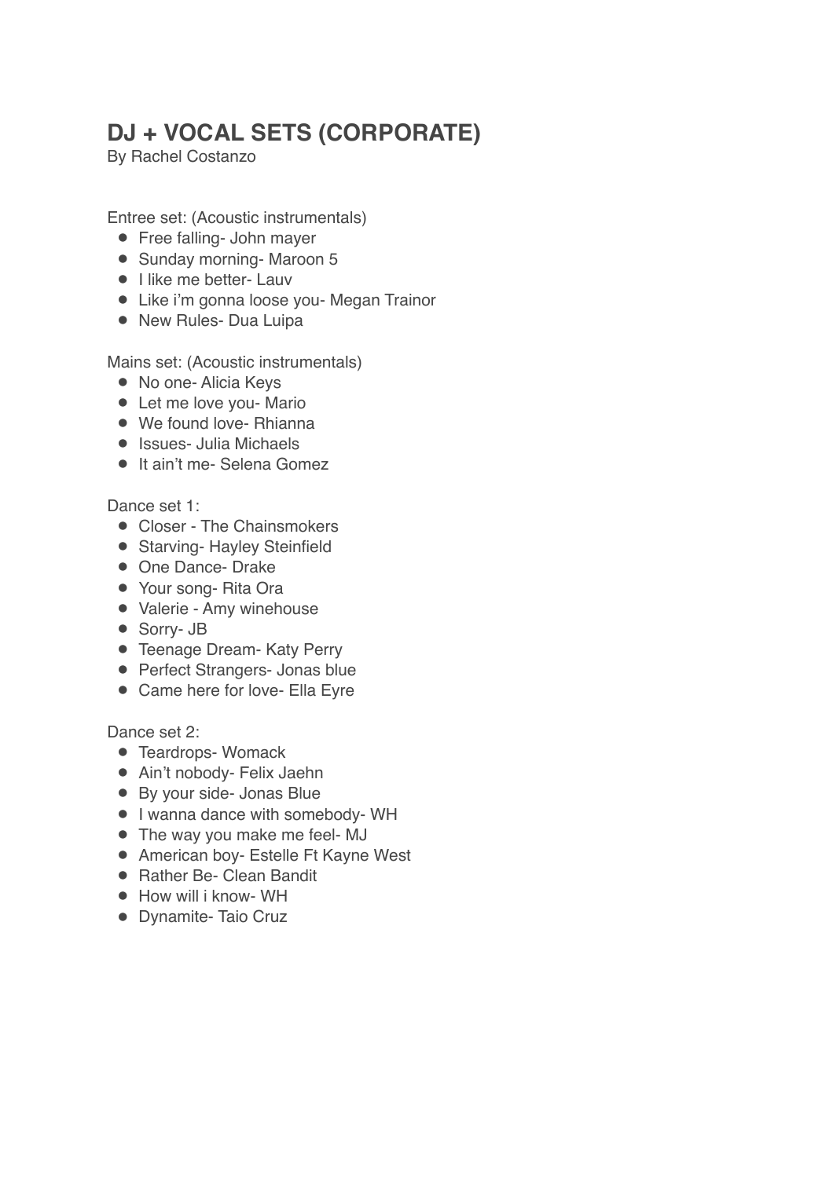# DJ + VOCAL SETS (CORPORATE)

By Rachel Costanzo

Entree set: (Acoustic instrumentals)

- Free falling- John mayer
- Sunday morning- Maroon 5
- I like me better- Lauv
- Like i'm gonna loose you- Megan Trainor
- New Rules- Dua Luipa

Mains set: (Acoustic instrumentals)

- No one- Alicia Keys
- Let me love you- Mario
- We found love- Rhianna
- Issues- Julia Michaels
- It ain't me- Selena Gomez

Dance set 1:

- Closer - The Chainsmokers
- Starving- Hayley Steinfield
- One Dance- Drake
- Your song- Rita Ora
- Valerie - Amy winehouse
- Sorry- JB
- Teenage Dream- Katy Perry
- Perfect Strangers- Jonas blue
- Came here for love- Ella Eyre

Dance set 2:

- Teardrops- Womack
- Ain't nobody- Felix Jaehn
- By your side- Jonas Blue
- I wanna dance with somebody- WH
- The way you make me feel- MJ
- American boy- Estelle Ft Kayne West
- Rather Be- Clean Bandit
- How will i know- WH
- Dynamite- Taio Cruz